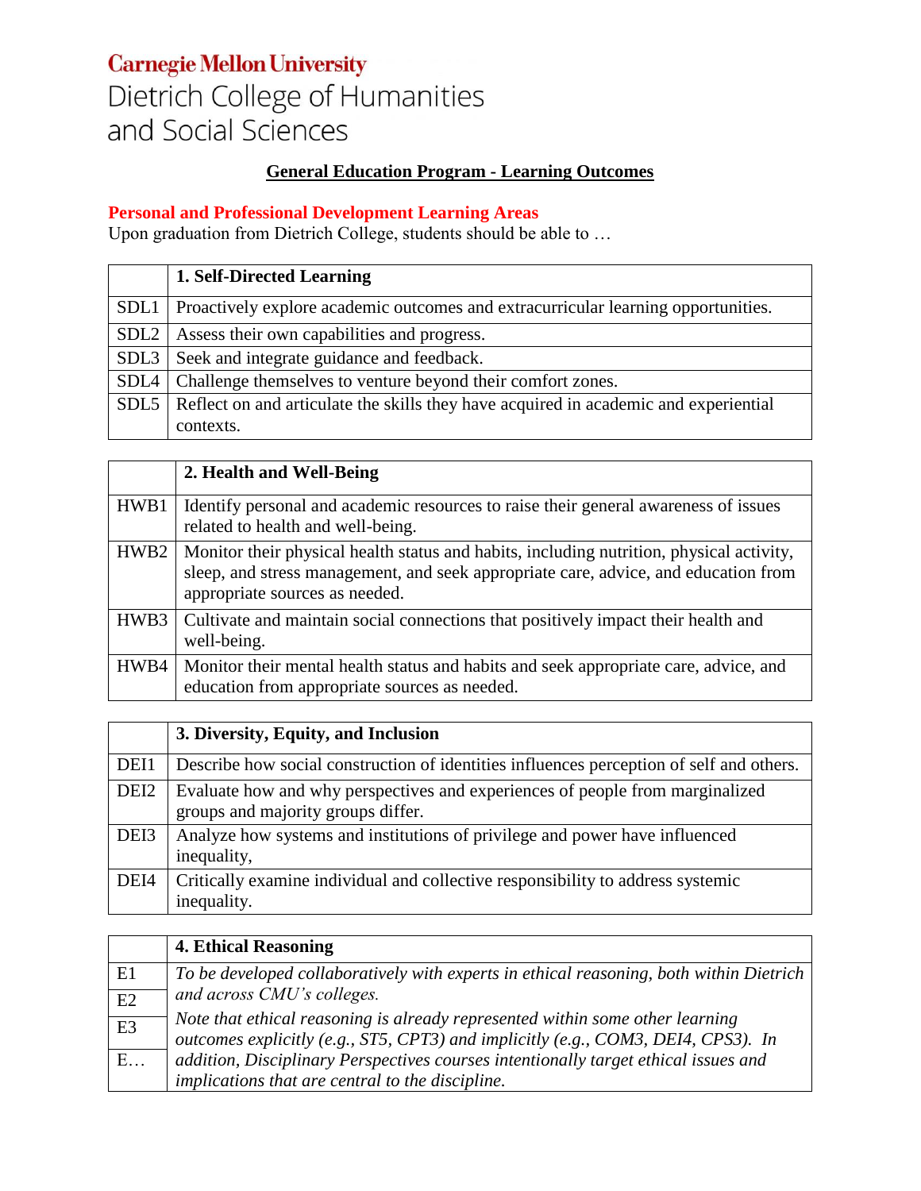Carnegie Mellon University
Dietrich College of Humanities and Social Sciences

## General Education Program - Learning Outcomes

### Personal and Professional Development Learning Areas

Upon graduation from Dietrich College, students should be able to …

| | **1. Self-Directed Learning** |
|---|---|
| SDL1 | Proactively explore academic outcomes and extracurricular learning opportunities. |
| SDL2 | Assess their own capabilities and progress. |
| SDL3 | Seek and integrate guidance and feedback. |
| SDL4 | Challenge themselves to venture beyond their comfort zones. |
| SDL5 | Reflect on and articulate the skills they have acquired in academic and experiential contexts. |

| | **2. Health and Well-Being** |
|---|---|
| HWB1 | Identify personal and academic resources to raise their general awareness of issues related to health and well-being. |
| HWB2 | Monitor their physical health status and habits, including nutrition, physical activity, sleep, and stress management, and seek appropriate care, advice, and education from appropriate sources as needed. |
| HWB3 | Cultivate and maintain social connections that positively impact their health and well-being. |
| HWB4 | Monitor their mental health status and habits and seek appropriate care, advice, and education from appropriate sources as needed. |

| | **3. Diversity, Equity, and Inclusion** |
|---|---|
| DEI1 | Describe how social construction of identities influences perception of self and others. |
| DEI2 | Evaluate how and why perspectives and experiences of people from marginalized groups and majority groups differ. |
| DEI3 | Analyze how systems and institutions of privilege and power have influenced inequality, |
| DEI4 | Critically examine individual and collective responsibility to address systemic inequality. |

| | **4. Ethical Reasoning** |
|---|---|
| E1<br>E2<br>E3<br>E… | *To be developed collaboratively with experts in ethical reasoning, both within Dietrich and across CMU's colleges.*<br>*Note that ethical reasoning is already represented within some other learning outcomes explicitly (e.g., ST5, CPT3) and implicitly (e.g., COM3, DEI4, CPS3). In addition, Disciplinary Perspectives courses intentionally target ethical issues and implications that are central to the discipline.* |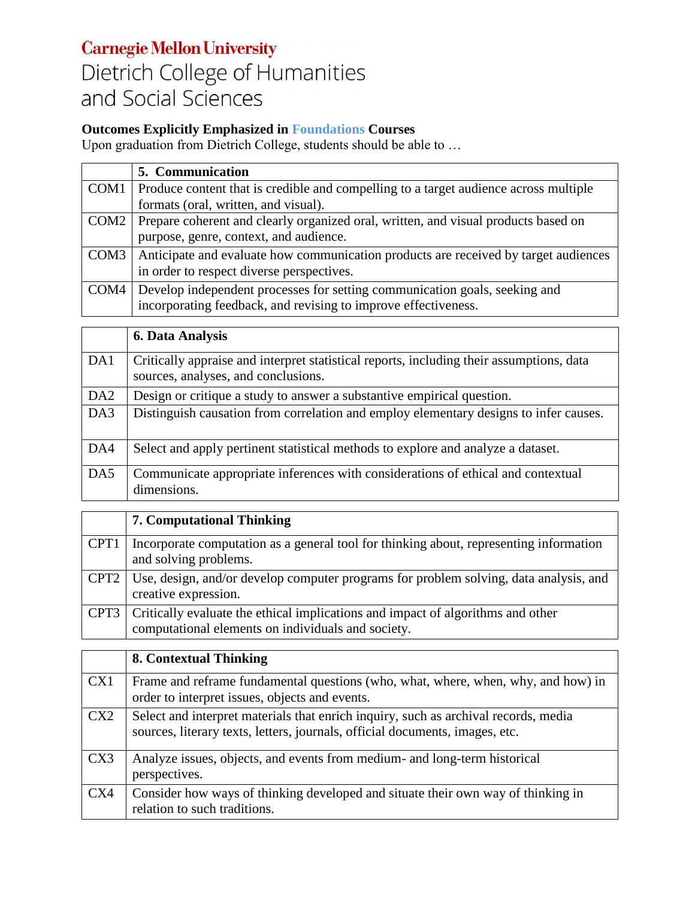**Carnegie Mellon University**
Dietrich College of Humanities
and Social Sciences

**Outcomes Explicitly Emphasized in Foundations Courses**
Upon graduation from Dietrich College, students should be able to …

| | **5. Communication** |
|---|---|
| COM1 | Produce content that is credible and compelling to a target audience across multiple formats (oral, written, and visual). |
| COM2 | Prepare coherent and clearly organized oral, written, and visual products based on purpose, genre, context, and audience. |
| COM3 | Anticipate and evaluate how communication products are received by target audiences in order to respect diverse perspectives. |
| COM4 | Develop independent processes for setting communication goals, seeking and incorporating feedback, and revising to improve effectiveness. |

| | **6. Data Analysis** |
|---|---|
| DA1 | Critically appraise and interpret statistical reports, including their assumptions, data sources, analyses, and conclusions. |
| DA2 | Design or critique a study to answer a substantive empirical question. |
| DA3 | Distinguish causation from correlation and employ elementary designs to infer causes. |
| DA4 | Select and apply pertinent statistical methods to explore and analyze a dataset. |
| DA5 | Communicate appropriate inferences with considerations of ethical and contextual dimensions. |

| | **7. Computational Thinking** |
|---|---|
| CPT1 | Incorporate computation as a general tool for thinking about, representing information and solving problems. |
| CPT2 | Use, design, and/or develop computer programs for problem solving, data analysis, and creative expression. |
| CPT3 | Critically evaluate the ethical implications and impact of algorithms and other computational elements on individuals and society. |

| | **8. Contextual Thinking** |
|---|---|
| CX1 | Frame and reframe fundamental questions (who, what, where, when, why, and how) in order to interpret issues, objects and events. |
| CX2 | Select and interpret materials that enrich inquiry, such as archival records, media sources, literary texts, letters, journals, official documents, images, etc. |
| CX3 | Analyze issues, objects, and events from medium- and long-term historical perspectives. |
| CX4 | Consider how ways of thinking developed and situate their own way of thinking in relation to such traditions. |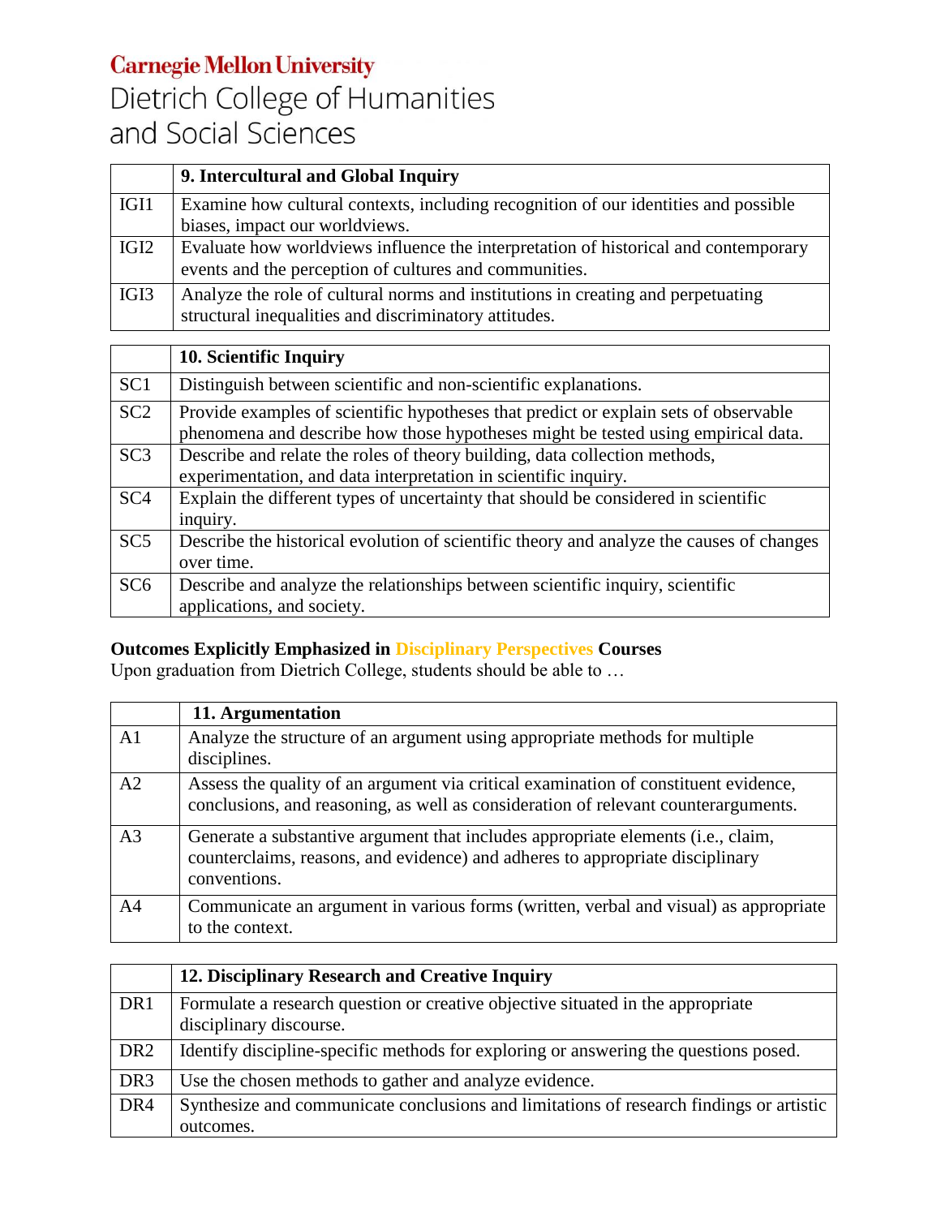Carnegie Mellon University
Dietrich College of Humanities and Social Sciences

| | 9. Intercultural and Global Inquiry |
|---|---|
| IGI1 | Examine how cultural contexts, including recognition of our identities and possible biases, impact our worldviews. |
| IGI2 | Evaluate how worldviews influence the interpretation of historical and contemporary events and the perception of cultures and communities. |
| IGI3 | Analyze the role of cultural norms and institutions in creating and perpetuating structural inequalities and discriminatory attitudes. |

| | 10. Scientific Inquiry |
|---|---|
| SC1 | Distinguish between scientific and non-scientific explanations. |
| SC2 | Provide examples of scientific hypotheses that predict or explain sets of observable phenomena and describe how those hypotheses might be tested using empirical data. |
| SC3 | Describe and relate the roles of theory building, data collection methods, experimentation, and data interpretation in scientific inquiry. |
| SC4 | Explain the different types of uncertainty that should be considered in scientific inquiry. |
| SC5 | Describe the historical evolution of scientific theory and analyze the causes of changes over time. |
| SC6 | Describe and analyze the relationships between scientific inquiry, scientific applications, and society. |

**Outcomes Explicitly Emphasized in Disciplinary Perspectives Courses**

Upon graduation from Dietrich College, students should be able to …

| | 11. Argumentation |
|---|---|
| A1 | Analyze the structure of an argument using appropriate methods for multiple disciplines. |
| A2 | Assess the quality of an argument via critical examination of constituent evidence, conclusions, and reasoning, as well as consideration of relevant counterarguments. |
| A3 | Generate a substantive argument that includes appropriate elements (i.e., claim, counterclaims, reasons, and evidence) and adheres to appropriate disciplinary conventions. |
| A4 | Communicate an argument in various forms (written, verbal and visual) as appropriate to the context. |

| | 12. Disciplinary Research and Creative Inquiry |
|---|---|
| DR1 | Formulate a research question or creative objective situated in the appropriate disciplinary discourse. |
| DR2 | Identify discipline-specific methods for exploring or answering the questions posed. |
| DR3 | Use the chosen methods to gather and analyze evidence. |
| DR4 | Synthesize and communicate conclusions and limitations of research findings or artistic outcomes. |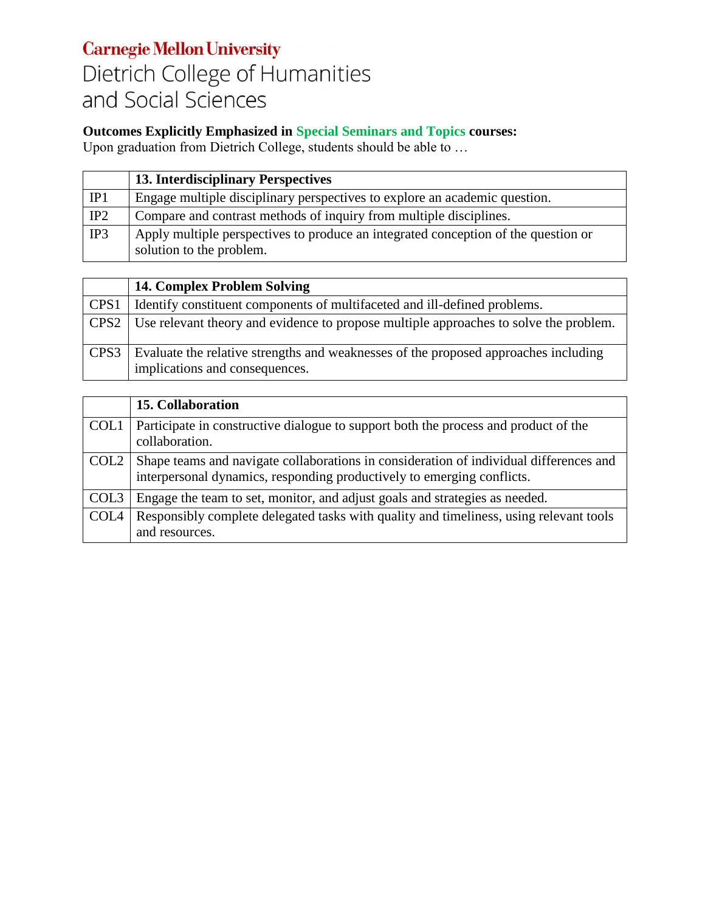Carnegie Mellon University
Dietrich College of Humanities and Social Sciences

**Outcomes Explicitly Emphasized in Special Seminars and Topics courses:**
Upon graduation from Dietrich College, students should be able to …

| | **13. Interdisciplinary Perspectives** |
|---|---|
| IP1 | Engage multiple disciplinary perspectives to explore an academic question. |
| IP2 | Compare and contrast methods of inquiry from multiple disciplines. |
| IP3 | Apply multiple perspectives to produce an integrated conception of the question or solution to the problem. |

| | **14. Complex Problem Solving** |
|---|---|
| CPS1 | Identify constituent components of multifaceted and ill-defined problems. |
| CPS2 | Use relevant theory and evidence to propose multiple approaches to solve the problem. |
| CPS3 | Evaluate the relative strengths and weaknesses of the proposed approaches including implications and consequences. |

| | **15. Collaboration** |
|---|---|
| COL1 | Participate in constructive dialogue to support both the process and product of the collaboration. |
| COL2 | Shape teams and navigate collaborations in consideration of individual differences and interpersonal dynamics, responding productively to emerging conflicts. |
| COL3 | Engage the team to set, monitor, and adjust goals and strategies as needed. |
| COL4 | Responsibly complete delegated tasks with quality and timeliness, using relevant tools and resources. |